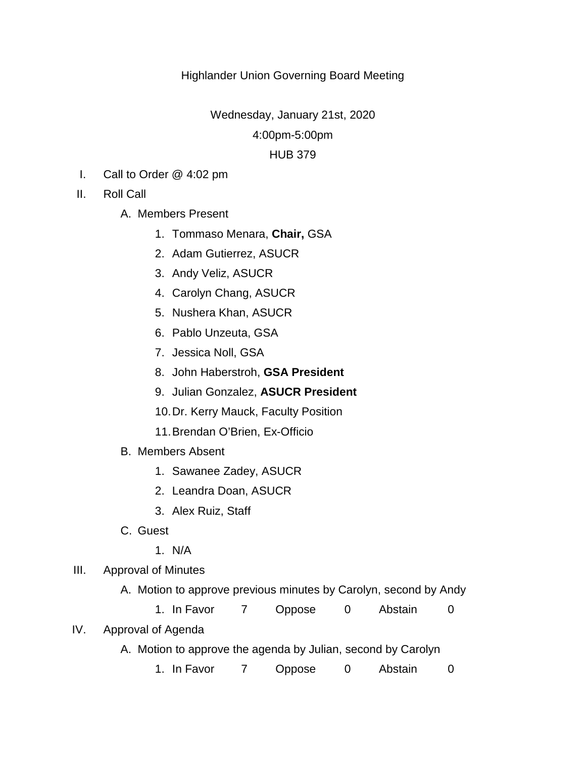# Highlander Union Governing Board Meeting

Wednesday, January 21st, 2020

4:00pm-5:00pm

HUB 379

I. Call to Order @ 4:02 pm

II. Roll Call

   A. Members Present

      1. Tommaso Menara, **Chair,** GSA
      2. Adam Gutierrez, ASUCR
      3. Andy Veliz, ASUCR
      4. Carolyn Chang, ASUCR
      5. Nushera Khan, ASUCR
      6. Pablo Unzeuta, GSA
      7. Jessica Noll, GSA
      8. John Haberstroh, **GSA President**
      9. Julian Gonzalez, **ASUCR President**
      10. Dr. Kerry Mauck, Faculty Position
      11. Brendan O'Brien, Ex-Officio

   B. Members Absent

      1. Sawanee Zadey, ASUCR
      2. Leandra Doan, ASUCR
      3. Alex Ruiz, Staff

   C. Guest

      1. N/A

III. Approval of Minutes

   A. Motion to approve previous minutes by Carolyn, second by Andy

      1. In Favor 7 Oppose 0 Abstain 0

IV. Approval of Agenda

   A. Motion to approve the agenda by Julian, second by Carolyn

      1. In Favor 7 Oppose 0 Abstain 0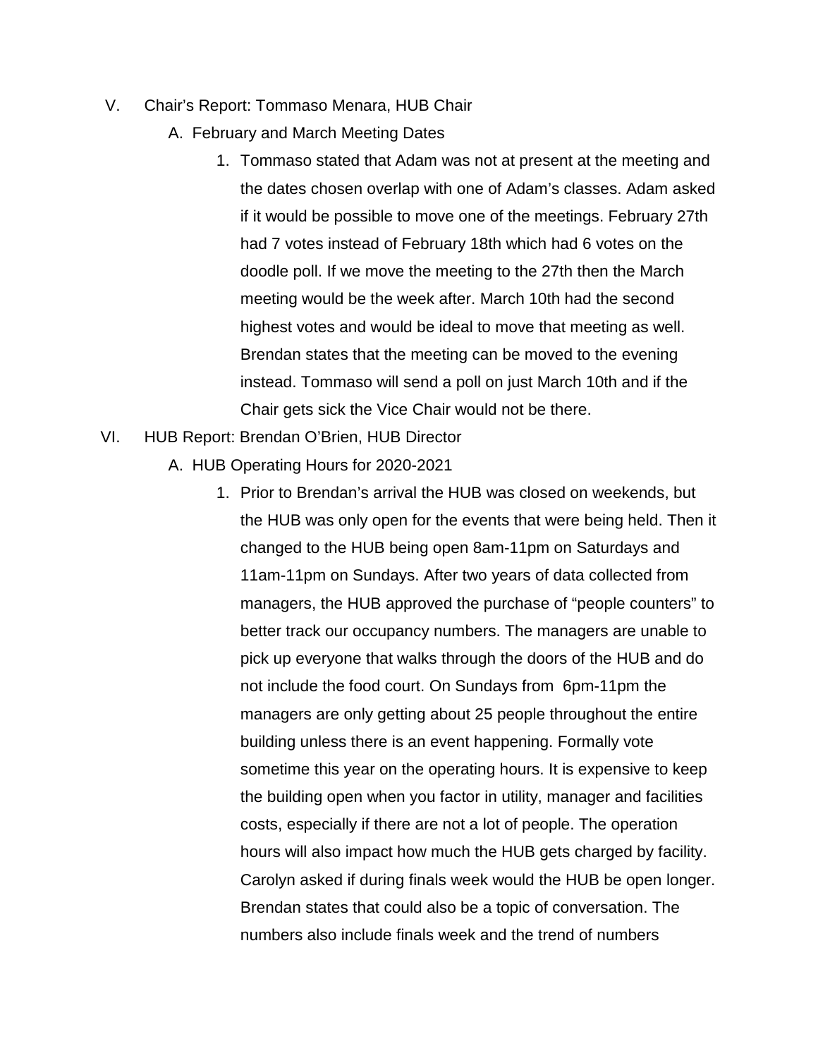V. Chair's Report: Tommaso Menara, HUB Chair

   A. February and March Meeting Dates

      1. Tommaso stated that Adam was not at present at the meeting and the dates chosen overlap with one of Adam's classes. Adam asked if it would be possible to move one of the meetings. February 27th had 7 votes instead of February 18th which had 6 votes on the doodle poll. If we move the meeting to the 27th then the March meeting would be the week after. March 10th had the second highest votes and would be ideal to move that meeting as well. Brendan states that the meeting can be moved to the evening instead. Tommaso will send a poll on just March 10th and if the Chair gets sick the Vice Chair would not be there.

VI. HUB Report: Brendan O'Brien, HUB Director

   A. HUB Operating Hours for 2020-2021

      1. Prior to Brendan's arrival the HUB was closed on weekends, but the HUB was only open for the events that were being held. Then it changed to the HUB being open 8am-11pm on Saturdays and 11am-11pm on Sundays. After two years of data collected from managers, the HUB approved the purchase of "people counters" to better track our occupancy numbers. The managers are unable to pick up everyone that walks through the doors of the HUB and do not include the food court. On Sundays from 6pm-11pm the managers are only getting about 25 people throughout the entire building unless there is an event happening. Formally vote sometime this year on the operating hours. It is expensive to keep the building open when you factor in utility, manager and facilities costs, especially if there are not a lot of people. The operation hours will also impact how much the HUB gets charged by facility. Carolyn asked if during finals week would the HUB be open longer. Brendan states that could also be a topic of conversation. The numbers also include finals week and the trend of numbers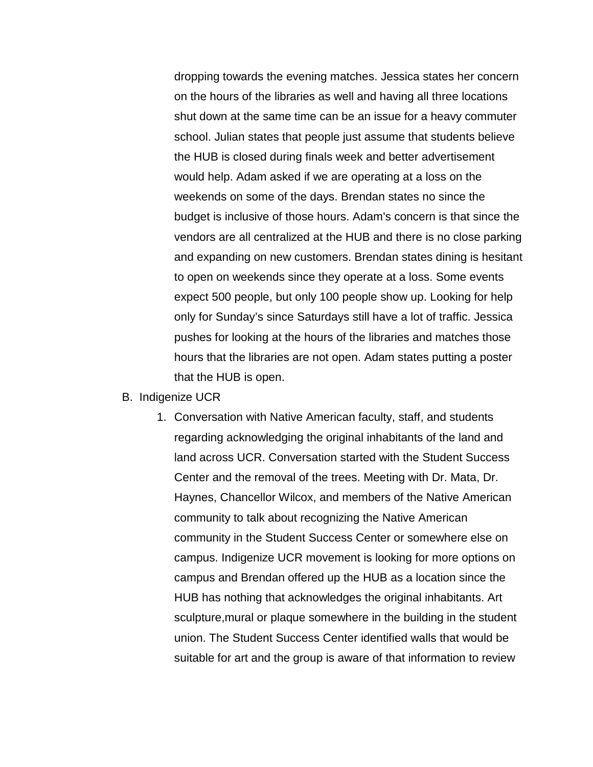dropping towards the evening matches. Jessica states her concern on the hours of the libraries as well and having all three locations shut down at the same time can be an issue for a heavy commuter school. Julian states that people just assume that students believe the HUB is closed during finals week and better advertisement would help. Adam asked if we are operating at a loss on the weekends on some of the days. Brendan states no since the budget is inclusive of those hours. Adam's concern is that since the vendors are all centralized at the HUB and there is no close parking and expanding on new customers. Brendan states dining is hesitant to open on weekends since they operate at a loss. Some events expect 500 people, but only 100 people show up. Looking for help only for Sunday's since Saturdays still have a lot of traffic. Jessica pushes for looking at the hours of the libraries and matches those hours that the libraries are not open. Adam states putting a poster that the HUB is open.

B. Indigenize UCR

1. Conversation with Native American faculty, staff, and students regarding acknowledging the original inhabitants of the land and land across UCR. Conversation started with the Student Success Center and the removal of the trees. Meeting with Dr. Mata, Dr. Haynes, Chancellor Wilcox, and members of the Native American community to talk about recognizing the Native American community in the Student Success Center or somewhere else on campus. Indigenize UCR movement is looking for more options on campus and Brendan offered up the HUB as a location since the HUB has nothing that acknowledges the original inhabitants. Art sculpture,mural or plaque somewhere in the building in the student union. The Student Success Center identified walls that would be suitable for art and the group is aware of that information to review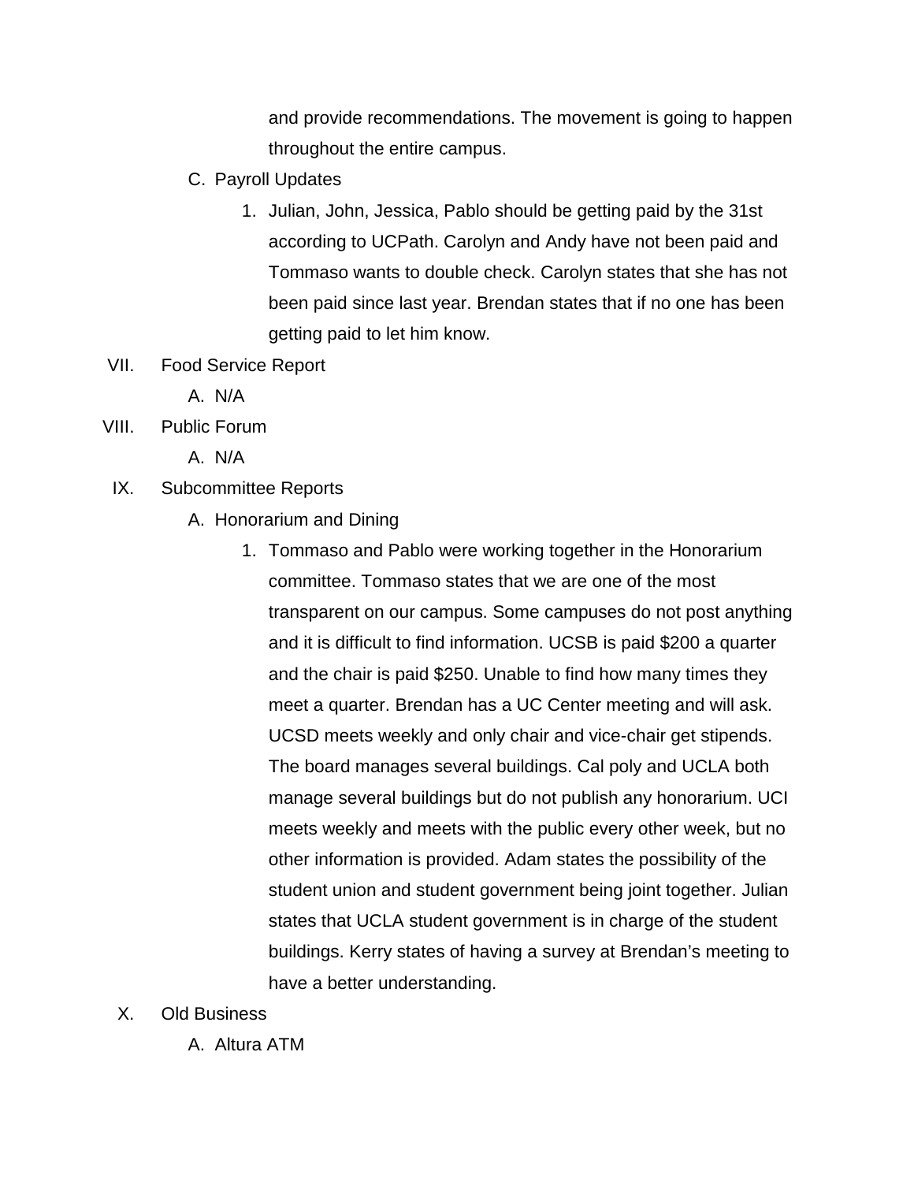and provide recommendations. The movement is going to happen throughout the entire campus.

C. Payroll Updates

1. Julian, John, Jessica, Pablo should be getting paid by the 31st according to UCPath. Carolyn and Andy have not been paid and Tommaso wants to double check. Carolyn states that she has not been paid since last year. Brendan states that if no one has been getting paid to let him know.

VII. Food Service Report

A. N/A

VIII. Public Forum

A. N/A

IX. Subcommittee Reports

A. Honorarium and Dining

1. Tommaso and Pablo were working together in the Honorarium committee. Tommaso states that we are one of the most transparent on our campus. Some campuses do not post anything and it is difficult to find information. UCSB is paid $200 a quarter and the chair is paid $250. Unable to find how many times they meet a quarter. Brendan has a UC Center meeting and will ask. UCSD meets weekly and only chair and vice-chair get stipends. The board manages several buildings. Cal poly and UCLA both manage several buildings but do not publish any honorarium. UCI meets weekly and meets with the public every other week, but no other information is provided. Adam states the possibility of the student union and student government being joint together. Julian states that UCLA student government is in charge of the student buildings. Kerry states of having a survey at Brendan's meeting to have a better understanding.

X. Old Business

A. Altura ATM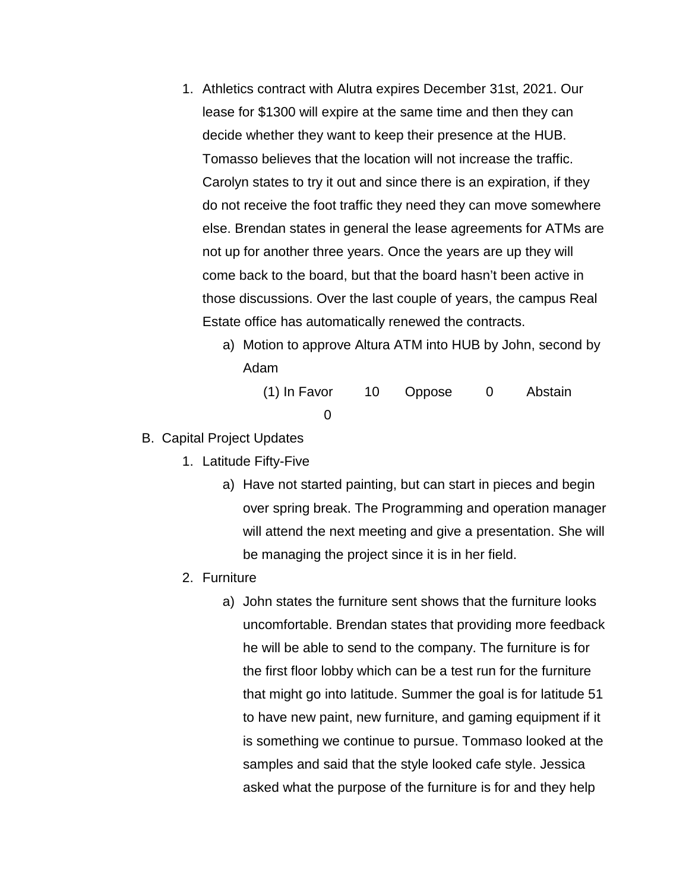1. Athletics contract with Alutra expires December 31st, 2021. Our lease for $1300 will expire at the same time and then they can decide whether they want to keep their presence at the HUB. Tomasso believes that the location will not increase the traffic. Carolyn states to try it out and since there is an expiration, if they do not receive the foot traffic they need they can move somewhere else. Brendan states in general the lease agreements for ATMs are not up for another three years. Once the years are up they will come back to the board, but that the board hasn't been active in those discussions. Over the last couple of years, the campus Real Estate office has automatically renewed the contracts.
   a) Motion to approve Altura ATM into HUB by John, second by Adam
      (1) In Favor 10 Oppose 0 Abstain 0

B. Capital Project Updates
   1. Latitude Fifty-Five
      a) Have not started painting, but can start in pieces and begin over spring break. The Programming and operation manager will attend the next meeting and give a presentation. She will be managing the project since it is in her field.
   2. Furniture
      a) John states the furniture sent shows that the furniture looks uncomfortable. Brendan states that providing more feedback he will be able to send to the company. The furniture is for the first floor lobby which can be a test run for the furniture that might go into latitude. Summer the goal is for latitude 51 to have new paint, new furniture, and gaming equipment if it is something we continue to pursue. Tommaso looked at the samples and said that the style looked cafe style. Jessica asked what the purpose of the furniture is for and they help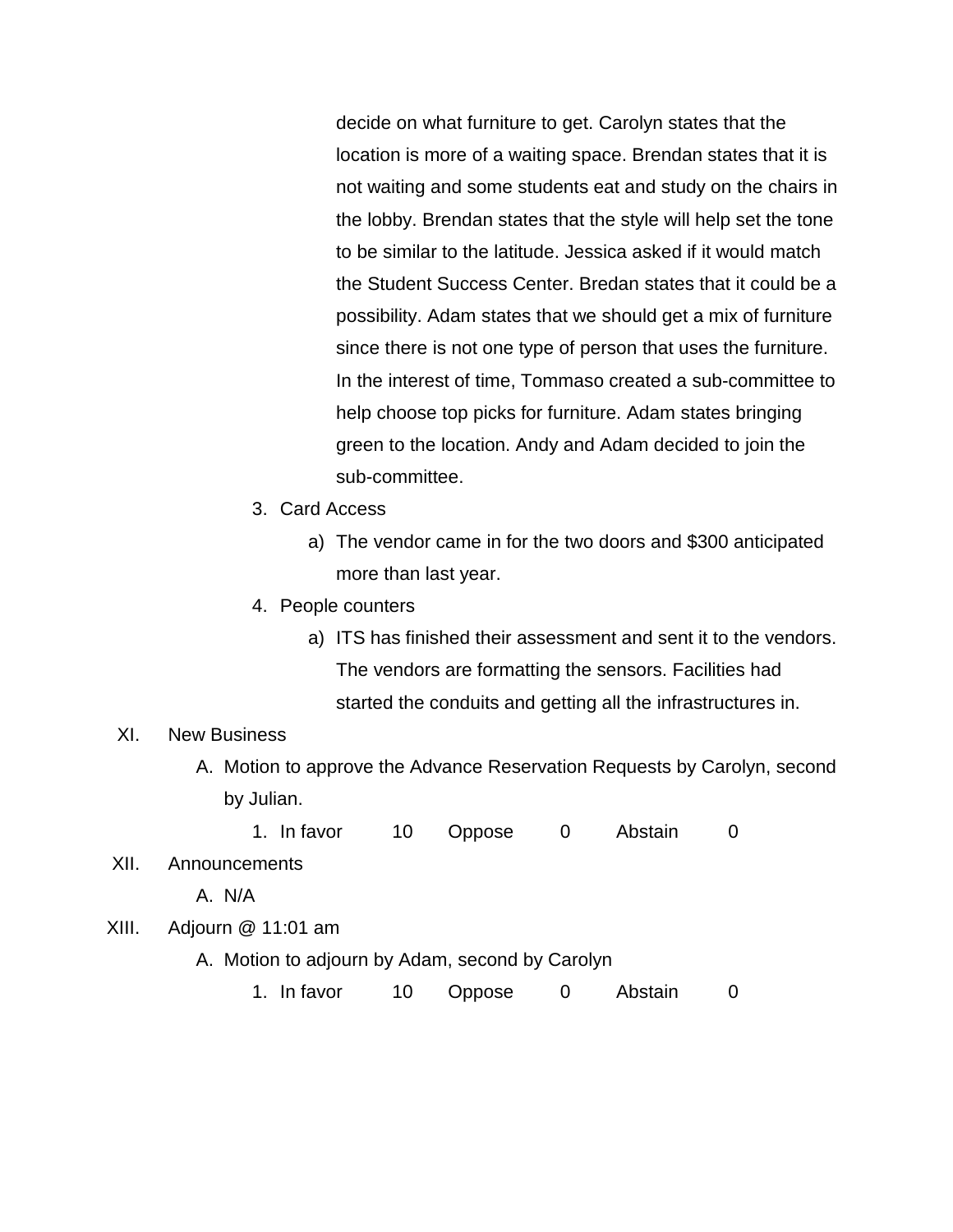decide on what furniture to get. Carolyn states that the location is more of a waiting space. Brendan states that it is not waiting and some students eat and study on the chairs in the lobby. Brendan states that the style will help set the tone to be similar to the latitude. Jessica asked if it would match the Student Success Center. Bredan states that it could be a possibility. Adam states that we should get a mix of furniture since there is not one type of person that uses the furniture. In the interest of time, Tommaso created a sub-committee to help choose top picks for furniture. Adam states bringing green to the location. Andy and Adam decided to join the sub-committee.

3. Card Access
    a) The vendor came in for the two doors and $300 anticipated more than last year.
4. People counters
    a) ITS has finished their assessment and sent it to the vendors. The vendors are formatting the sensors. Facilities had started the conduits and getting all the infrastructures in.

XI. New Business
  A. Motion to approve the Advance Reservation Requests by Carolyn, second by Julian.
    1. In favor 10 Oppose 0 Abstain 0

XII. Announcements
  A. N/A

XIII. Adjourn @ 11:01 am
  A. Motion to adjourn by Adam, second by Carolyn
    1. In favor 10 Oppose 0 Abstain 0